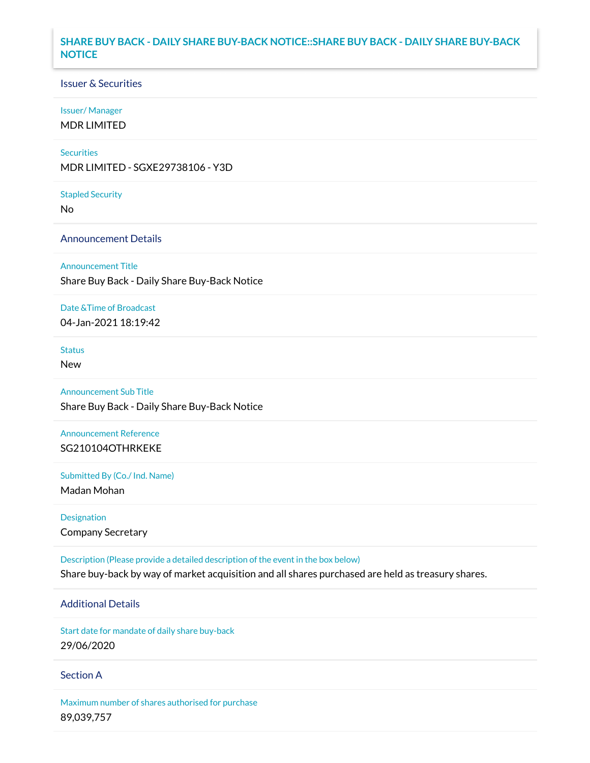# SHARE BUY BACK - DAILY SHARE BUY-BACK NOTICE::SHARE BUY BACK - DAILY SHARE BUY-BACK NOTICE

## Issuer & Securities

**Issuer/ Manager**

MDR LIMITED

**Securities**

MDR LIMITED - SGXE29738106 - Y3D

**Stapled Security**

No

## Announcement Details

**Announcement Title**

Share Buy Back - Daily Share Buy-Back Notice

**Date &Time of Broadcast**

04-Jan-2021 18:19:42

**Status**

New

**Announcement Sub Title**

Share Buy Back - Daily Share Buy-Back Notice

**Announcement Reference**

SG210104OTHRKEKE

**Submitted By (Co./ Ind. Name)**

Madan Mohan

**Designation**

Company Secretary

**Description (Please provide a detailed description of the event in the box below)**

Share buy-back by way of market acquisition and all shares purchased are held as treasury shares.

## Additional Details

**Start date for mandate of daily share buy-back**

29/06/2020

## Section A

**Maximum number of shares authorised for purchase**

89,039,757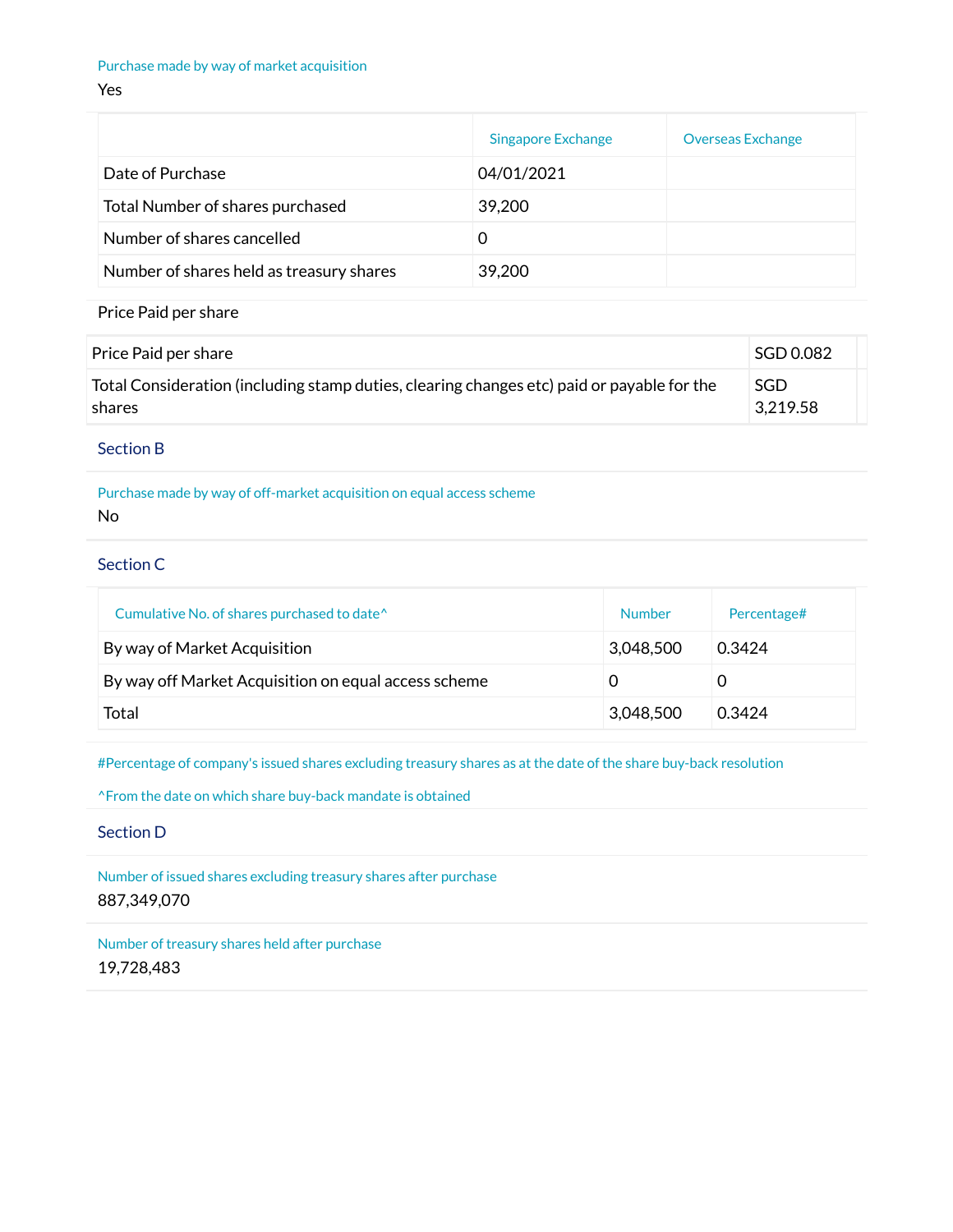Purchase made by way of market acquisition

Yes

| | Singapore Exchange | Overseas Exchange |
|---|---|---|
| Date of Purchase | 04/01/2021 | |
| Total Number of shares purchased | 39,200 | |
| Number of shares cancelled | 0 | |
| Number of shares held as treasury shares | 39,200 | |

Price Paid per share

| | |
|---|---|
| Price Paid per share | SGD 0.082 |
| Total Consideration (including stamp duties, clearing changes etc) paid or payable for the shares | SGD 3,219.58 |

## Section B

Purchase made by way of off-market acquisition on equal access scheme

No

## Section C

| Cumulative No. of shares purchased to date^ | Number | Percentage# |
|---|---|---|
| By way of Market Acquisition | 3,048,500 | 0.3424 |
| By way off Market Acquisition on equal access scheme | 0 | 0 |
| Total | 3,048,500 | 0.3424 |

#Percentage of company's issued shares excluding treasury shares as at the date of the share buy-back resolution

^From the date on which share buy-back mandate is obtained

## Section D

Number of issued shares excluding treasury shares after purchase

887,349,070

Number of treasury shares held after purchase

19,728,483